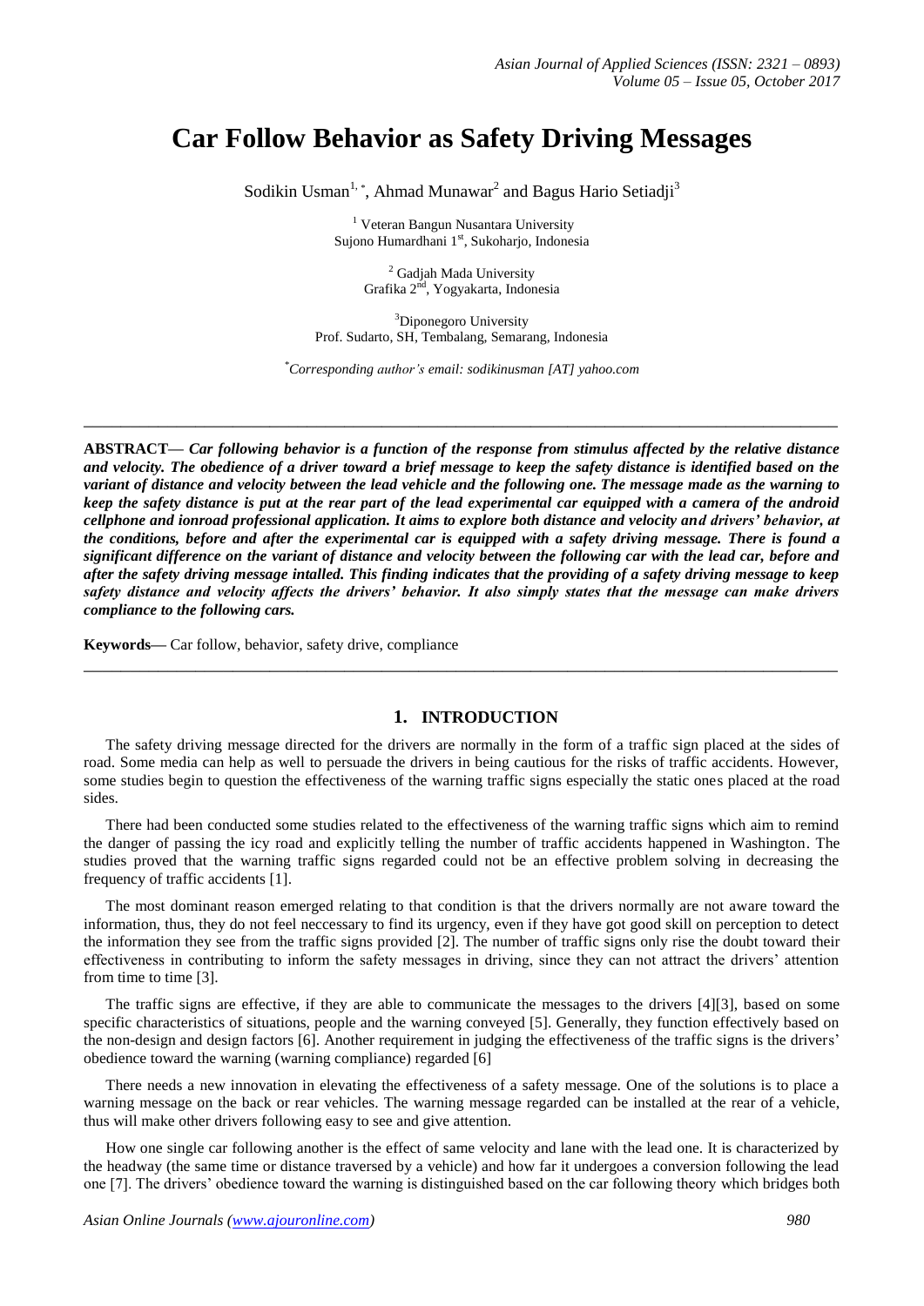# Car Follow Behavior as Safety Driving Messages

Sodikin Usman[1,*], Ahmad Munawar[2] and Bagus Hario Setiadji[3]

[1] Veteran Bangun Nusantara University
Sujono Humardhani 1[st], Sukoharjo, Indonesia

[2] Gadjah Mada University
Grafika 2[nd], Yogyakarta, Indonesia

[3] Diponegoro University
Prof. Sudarto, SH, Tembalang, Semarang, Indonesia

[*] *Corresponding author's email: sodikinusman [AT] yahoo.com*

---

**ABSTRACT—** ***Car following behavior is a function of the response from stimulus affected by the relative distance and velocity. The obedience of a driver toward a brief message to keep the safety distance is identified based on the variant of distance and velocity between the lead vehicle and the following one. The message made as the warning to keep the safety distance is put at the rear part of the lead experimental car equipped with a camera of the android cellphone and ionroad professional application. It aims to explore both distance and velocity and drivers' behavior, at the conditions, before and after the experimental car is equipped with a safety driving message. There is found a significant difference on the variant of distance and velocity between the following car with the lead car, before and after the safety driving message intalled. This finding indicates that the providing of a safety driving message to keep safety distance and velocity affects the drivers' behavior. It also simply states that the message can make drivers compliance to the following cars.***

**Keywords—** Car follow, behavior, safety drive, compliance

---

## 1. INTRODUCTION

The safety driving message directed for the drivers are normally in the form of a traffic sign placed at the sides of road. Some media can help as well to persuade the drivers in being cautious for the risks of traffic accidents. However, some studies begin to question the effectiveness of the warning traffic signs especially the static ones placed at the road sides.

There had been conducted some studies related to the effectiveness of the warning traffic signs which aim to remind the danger of passing the icy road and explicitly telling the number of traffic accidents happened in Washington. The studies proved that the warning traffic signs regarded could not be an effective problem solving in decreasing the frequency of traffic accidents [1].

The most dominant reason emerged relating to that condition is that the drivers normally are not aware toward the information, thus, they do not feel neccessary to find its urgency, even if they have got good skill on perception to detect the information they see from the traffic signs provided [2]. The number of traffic signs only rise the doubt toward their effectiveness in contributing to inform the safety messages in driving, since they can not attract the drivers' attention from time to time [3].

The traffic signs are effective, if they are able to communicate the messages to the drivers [4][3], based on some specific characteristics of situations, people and the warning conveyed [5]. Generally, they function effectively based on the non-design and design factors [6]. Another requirement in judging the effectiveness of the traffic signs is the drivers' obedience toward the warning (warning compliance) regarded [6]

There needs a new innovation in elevating the effectiveness of a safety message. One of the solutions is to place a warning message on the back or rear vehicles. The warning message regarded can be installed at the rear of a vehicle, thus will make other drivers following easy to see and give attention.

How one single car following another is the effect of same velocity and lane with the lead one. It is characterized by the headway (the same time or distance traversed by a vehicle) and how far it undergoes a conversion following the lead one [7]. The drivers' obedience toward the warning is distinguished based on the car following theory which bridges both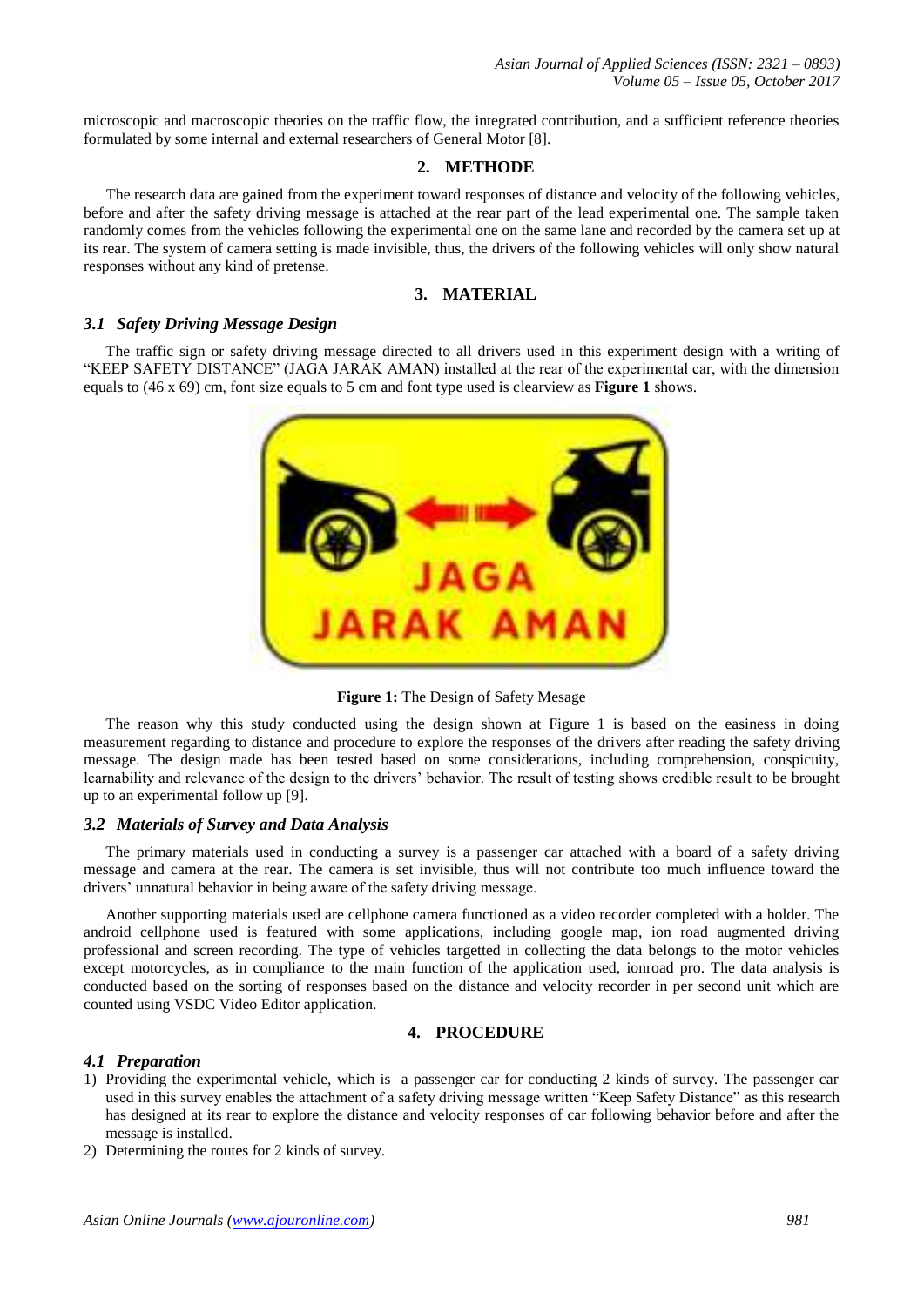microscopic and macroscopic theories on the traffic flow, the integrated contribution, and a sufficient reference theories formulated by some internal and external researchers of General Motor [8].

## 2. METHODE

The research data are gained from the experiment toward responses of distance and velocity of the following vehicles, before and after the safety driving message is attached at the rear part of the lead experimental one. The sample taken randomly comes from the vehicles following the experimental one on the same lane and recorded by the camera set up at its rear. The system of camera setting is made invisible, thus, the drivers of the following vehicles will only show natural responses without any kind of pretense.

## 3. MATERIAL

### *3.1 Safety Driving Message Design*

The traffic sign or safety driving message directed to all drivers used in this experiment design with a writing of "KEEP SAFETY DISTANCE" (JAGA JARAK AMAN) installed at the rear of the experimental car, with the dimension equals to (46 x 69) cm, font size equals to 5 cm and font type used is clearview as **Figure 1** shows.

**Figure 1:** The Design of Safety Mesage

The reason why this study conducted using the design shown at Figure 1 is based on the easiness in doing measurement regarding to distance and procedure to explore the responses of the drivers after reading the safety driving message. The design made has been tested based on some considerations, including comprehension, conspicuity, learnability and relevance of the design to the drivers' behavior. The result of testing shows credible result to be brought up to an experimental follow up [9].

### *3.2 Materials of Survey and Data Analysis*

The primary materials used in conducting a survey is a passenger car attached with a board of a safety driving message and camera at the rear. The camera is set invisible, thus will not contribute too much influence toward the drivers' unnatural behavior in being aware of the safety driving message.

Another supporting materials used are cellphone camera functioned as a video recorder completed with a holder. The android cellphone used is featured with some applications, including google map, ion road augmented driving professional and screen recording. The type of vehicles targetted in collecting the data belongs to the motor vehicles except motorcycles, as in compliance to the main function of the application used, ionroad pro. The data analysis is conducted based on the sorting of responses based on the distance and velocity recorder in per second unit which are counted using VSDC Video Editor application.

## 4. PROCEDURE

### *4.1 Preparation*

1) Providing the experimental vehicle, which is a passenger car for conducting 2 kinds of survey. The passenger car used in this survey enables the attachment of a safety driving message written "Keep Safety Distance" as this research has designed at its rear to explore the distance and velocity responses of car following behavior before and after the message is installed.
2) Determining the routes for 2 kinds of survey.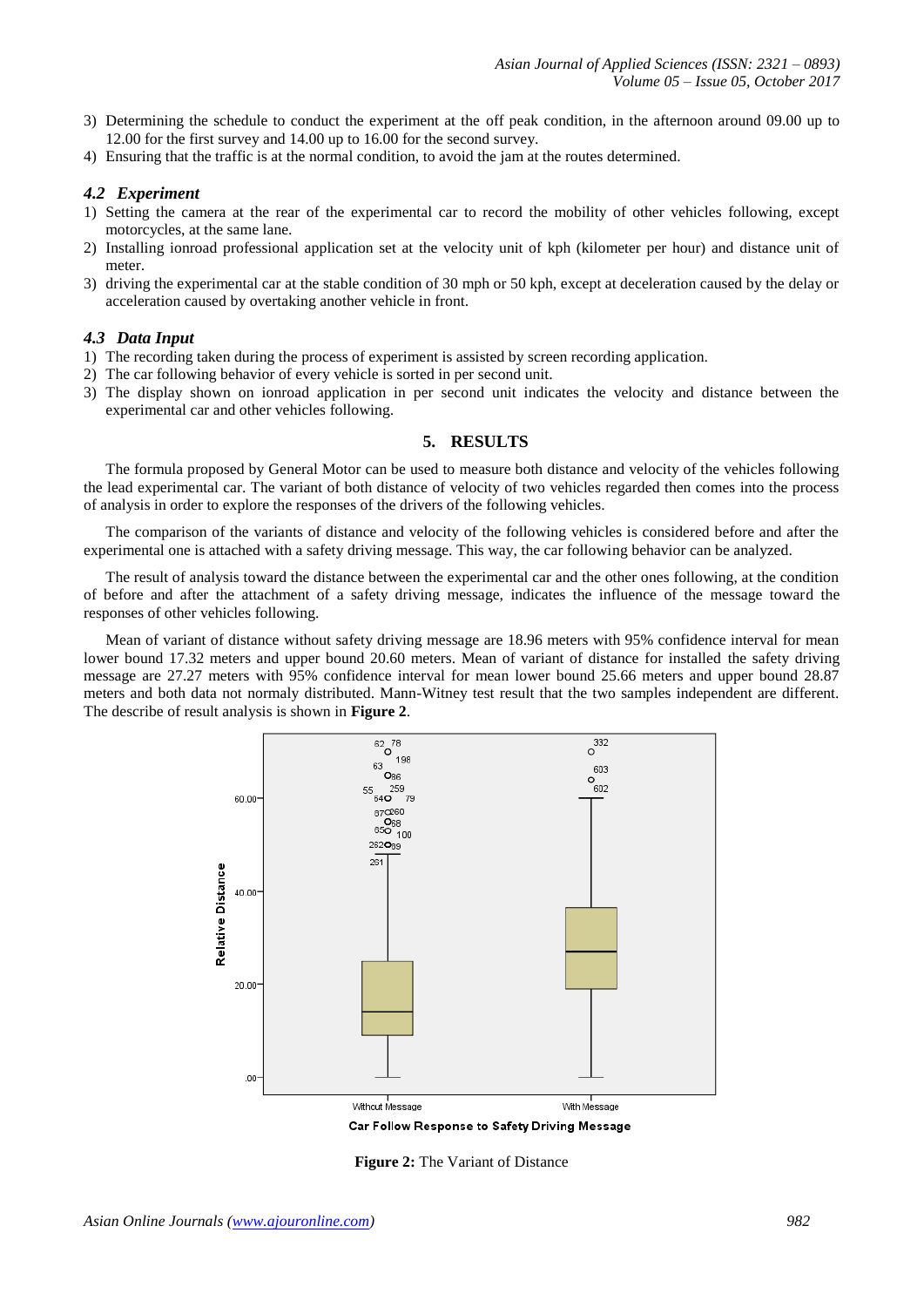3) Determining the schedule to conduct the experiment at the off peak condition, in the afternoon around 09.00 up to 12.00 for the first survey and 14.00 up to 16.00 for the second survey.
4) Ensuring that the traffic is at the normal condition, to avoid the jam at the routes determined.

### *4.2 Experiment*

1) Setting the camera at the rear of the experimental car to record the mobility of other vehicles following, except motorcycles, at the same lane.
2) Installing ionroad professional application set at the velocity unit of kph (kilometer per hour) and distance unit of meter.
3) driving the experimental car at the stable condition of 30 mph or 50 kph, except at deceleration caused by the delay or acceleration caused by overtaking another vehicle in front.

### *4.3 Data Input*

1) The recording taken during the process of experiment is assisted by screen recording application.
2) The car following behavior of every vehicle is sorted in per second unit.
3) The display shown on ionroad application in per second unit indicates the velocity and distance between the experimental car and other vehicles following.

## 5. RESULTS

The formula proposed by General Motor can be used to measure both distance and velocity of the vehicles following the lead experimental car. The variant of both distance of velocity of two vehicles regarded then comes into the process of analysis in order to explore the responses of the drivers of the following vehicles.

The comparison of the variants of distance and velocity of the following vehicles is considered before and after the experimental one is attached with a safety driving message. This way, the car following behavior can be analyzed.

The result of analysis toward the distance between the experimental car and the other ones following, at the condition of before and after the attachment of a safety driving message, indicates the influence of the message toward the responses of other vehicles following.

Mean of variant of distance without safety driving message are 18.96 meters with 95% confidence interval for mean lower bound 17.32 meters and upper bound 20.60 meters. Mean of variant of distance for installed the safety driving message are 27.27 meters with 95% confidence interval for mean lower bound 25.66 meters and upper bound 28.87 meters and both data not normaly distributed. Mann-Witney test result that the two samples independent are different. The describe of result analysis is shown in **Figure 2**.

**Figure 2:** The Variant of Distance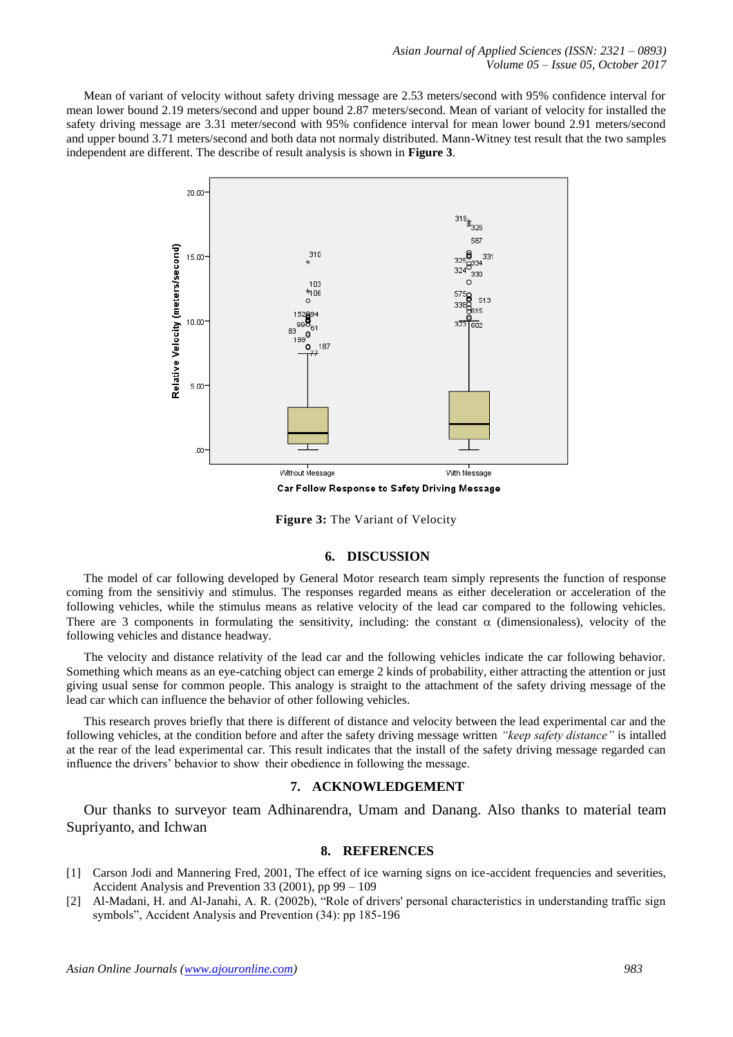Mean of variant of velocity without safety driving message are 2.53 meters/second with 95% confidence interval for mean lower bound 2.19 meters/second and upper bound 2.87 meters/second. Mean of variant of velocity for installed the safety driving message are 3.31 meter/second with 95% confidence interval for mean lower bound 2.91 meters/second and upper bound 3.71 meters/second and both data not normaly distributed. Mann-Witney test result that the two samples independent are different. The describe of result analysis is shown in **Figure 3**.

**Figure 3:** The Variant of Velocity

## 6. DISCUSSION

The model of car following developed by General Motor research team simply represents the function of response coming from the sensitiviy and stimulus. The responses regarded means as either deceleration or acceleration of the following vehicles, while the stimulus means as relative velocity of the lead car compared to the following vehicles. There are 3 components in formulating the sensitivity, including: the constant $\alpha$ (dimensionaless), velocity of the following vehicles and distance headway.

The velocity and distance relativity of the lead car and the following vehicles indicate the car following behavior. Something which means as an eye-catching object can emerge 2 kinds of probability, either attracting the attention or just giving usual sense for common people. This analogy is straight to the attachment of the safety driving message of the lead car which can influence the behavior of other following vehicles.

This research proves briefly that there is different of distance and velocity between the lead experimental car and the following vehicles, at the condition before and after the safety driving message written *"keep safety distance"* is intalled at the rear of the lead experimental car. This result indicates that the install of the safety driving message regarded can influence the drivers' behavior to show their obedience in following the message.

## 7. ACKNOWLEDGEMENT

Our thanks to surveyor team Adhinarendra, Umam and Danang. Also thanks to material team Supriyanto, and Ichwan

## 8. REFERENCES

[1] Carson Jodi and Mannering Fred, 2001, The effect of ice warning signs on ice-accident frequencies and severities, Accident Analysis and Prevention 33 (2001), pp 99 – 109

[2] Al-Madani, H. and Al-Janahi, A. R. (2002b), "Role of drivers' personal characteristics in understanding traffic sign symbols", Accident Analysis and Prevention (34): pp 185-196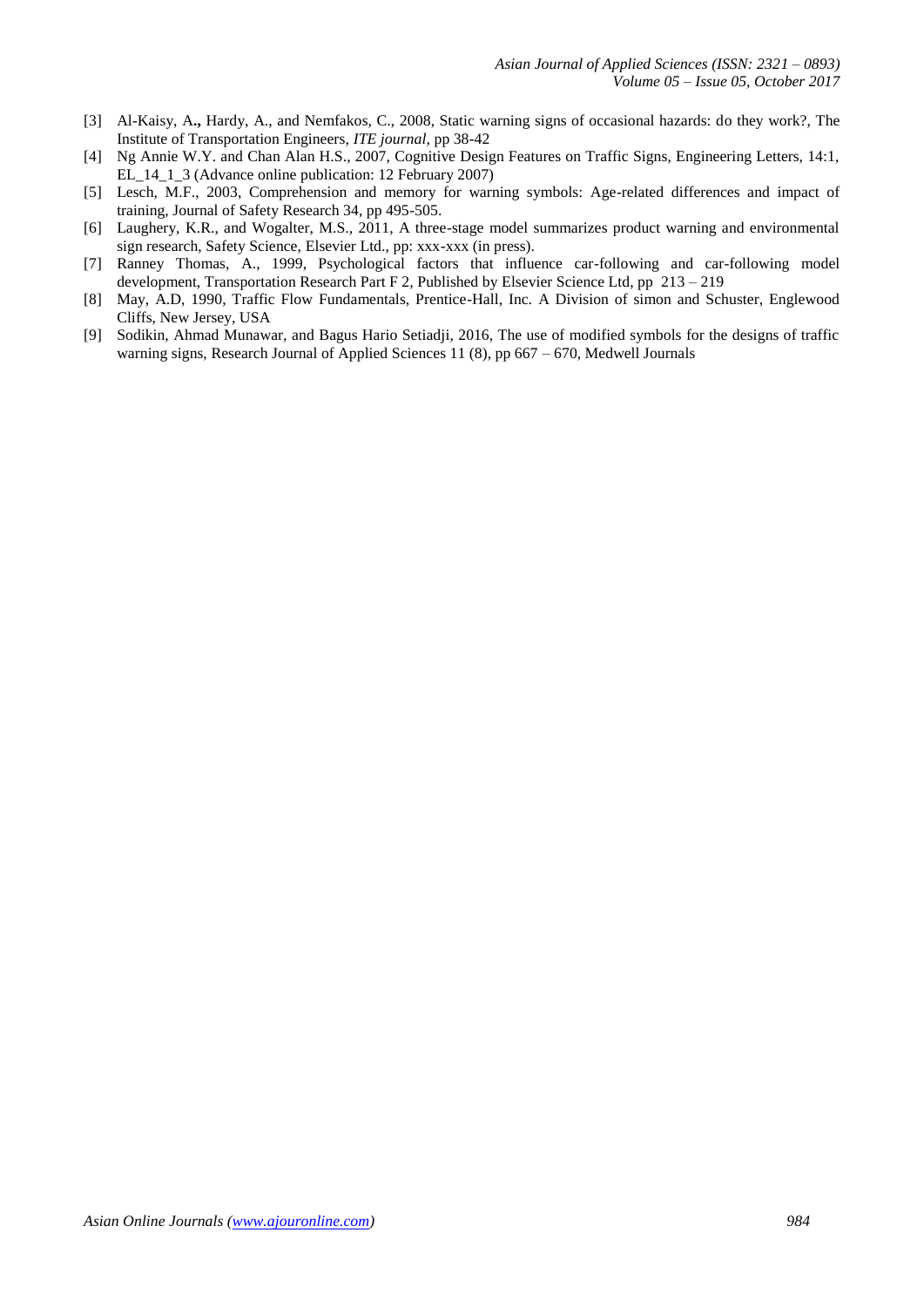- [3] Al-Kaisy, A**.,** Hardy, A., and Nemfakos, C., 2008, Static warning signs of occasional hazards: do they work?, The Institute of Transportation Engineers, *ITE journal*, pp 38-42
- [4] Ng Annie W.Y. and Chan Alan H.S., 2007, Cognitive Design Features on Traffic Signs, Engineering Letters, 14:1, EL_14_1_3 (Advance online publication: 12 February 2007)
- [5] Lesch, M.F., 2003, Comprehension and memory for warning symbols: Age-related differences and impact of training, Journal of Safety Research 34, pp 495-505.
- [6] Laughery, K.R., and Wogalter, M.S., 2011, A three-stage model summarizes product warning and environmental sign research, Safety Science, Elsevier Ltd., pp: xxx-xxx (in press).
- [7] Ranney Thomas, A., 1999, Psychological factors that influence car-following and car-following model development, Transportation Research Part F 2, Published by Elsevier Science Ltd, pp 213 – 219
- [8] May, A.D, 1990, Traffic Flow Fundamentals, Prentice-Hall, Inc. A Division of simon and Schuster, Englewood Cliffs, New Jersey, USA
- [9] Sodikin, Ahmad Munawar, and Bagus Hario Setiadji, 2016, The use of modified symbols for the designs of traffic warning signs, Research Journal of Applied Sciences 11 (8), pp 667 – 670, Medwell Journals